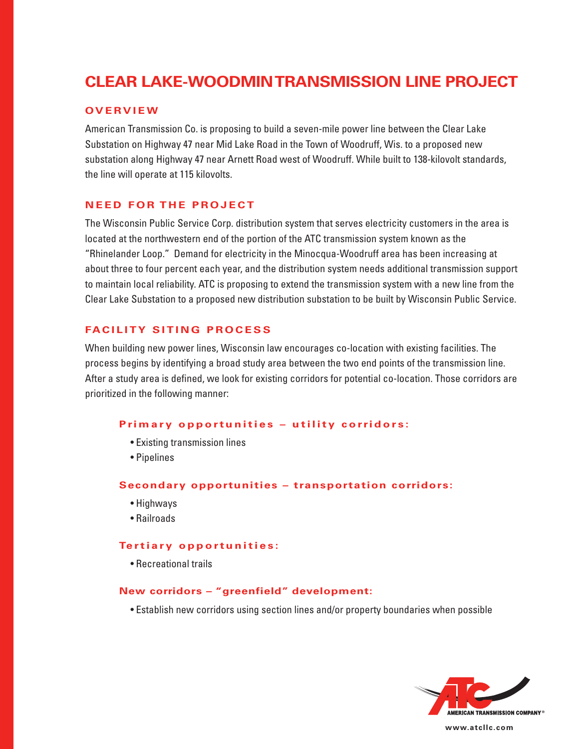# CLEAR LAKE-WOODMIN TRANSMISSION LINE PROJECT

## OVERVIEW

American Transmission Co. is proposing to build a seven-mile power line between the Clear Lake Substation on Highway 47 near Mid Lake Road in the Town of Woodruff, Wis. to a proposed new substation along Highway 47 near Arnett Road west of Woodruff. While built to 138-kilovolt standards, the line will operate at 115 kilovolts.

## NEED FOR THE PROJECT

The Wisconsin Public Service Corp. distribution system that serves electricity customers in the area is located at the northwestern end of the portion of the ATC transmission system known as the "Rhinelander Loop." Demand for electricity in the Minocqua-Woodruff area has been increasing at about three to four percent each year, and the distribution system needs additional transmission support to maintain local reliability. ATC is proposing to extend the transmission system with a new line from the Clear Lake Substation to a proposed new distribution substation to be built by Wisconsin Public Service.

## FACILITY SITING PROCESS

When building new power lines, Wisconsin law encourages co-location with existing facilities. The process begins by identifying a broad study area between the two end points of the transmission line. After a study area is defined, we look for existing corridors for potential co-location. Those corridors are prioritized in the following manner:

### Primary opportunities – utility corridors:

- Existing transmission lines
- Pipelines

### Secondary opportunities – transportation corridors:

- Highways
- Railroads

### Tertiary opportunities:

- Recreational trails

### New corridors – "greenfield" development:

- Establish new corridors using section lines and/or property boundaries when possible

AMERICAN TRANSMISSION COMPANY®

www.atcllc.com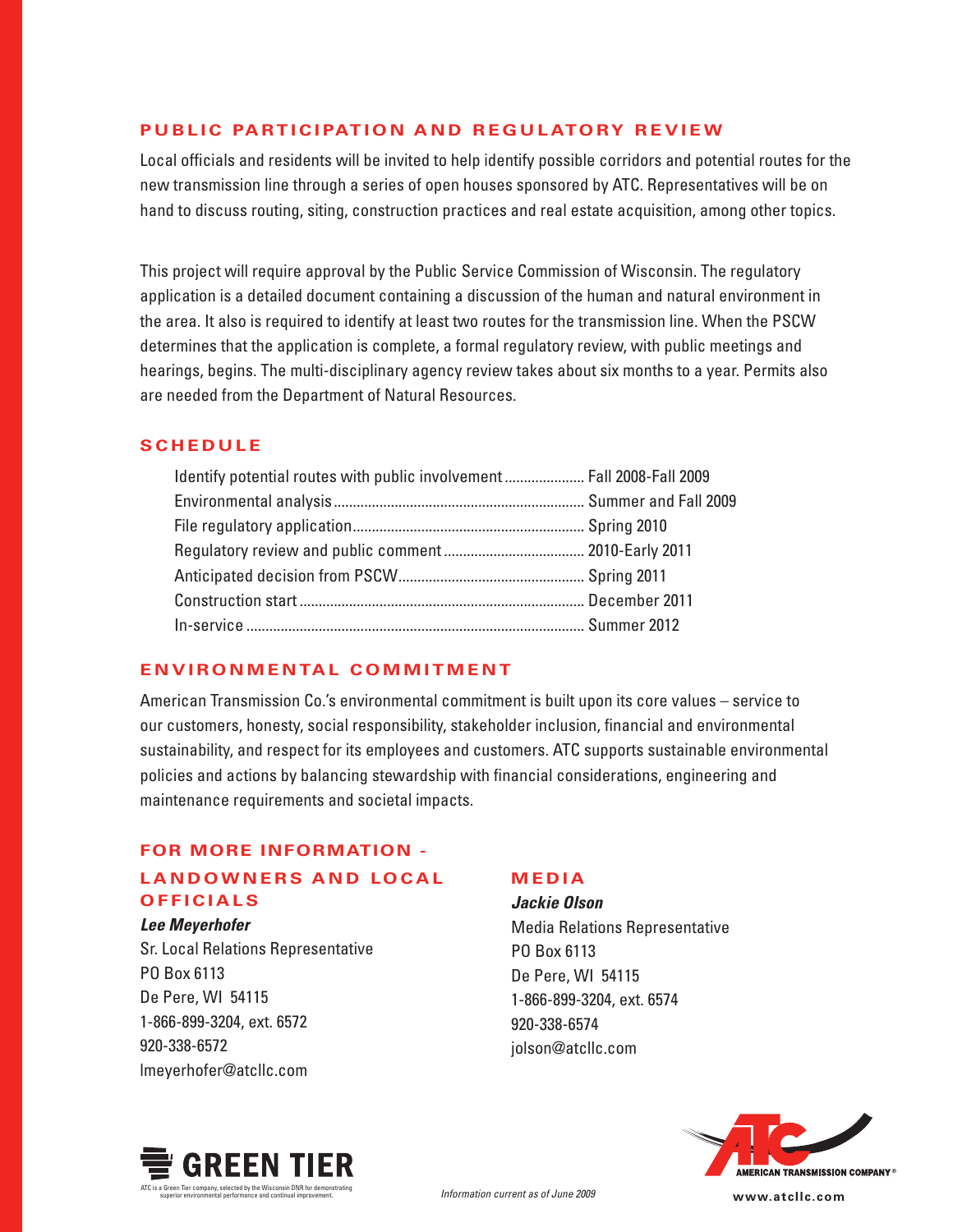## PUBLIC PARTICIPATION AND REGULATORY REVIEW

Local officials and residents will be invited to help identify possible corridors and potential routes for the new transmission line through a series of open houses sponsored by ATC. Representatives will be on hand to discuss routing, siting, construction practices and real estate acquisition, among other topics.

This project will require approval by the Public Service Commission of Wisconsin. The regulatory application is a detailed document containing a discussion of the human and natural environment in the area. It also is required to identify at least two routes for the transmission line. When the PSCW determines that the application is complete, a formal regulatory review, with public meetings and hearings, begins. The multi-disciplinary agency review takes about six months to a year. Permits also are needed from the Department of Natural Resources.

## SCHEDULE

| | |
|---|---|
| Identify potential routes with public involvement | Fall 2008-Fall 2009 |
| Environmental analysis | Summer and Fall 2009 |
| File regulatory application | Spring 2010 |
| Regulatory review and public comment | 2010-Early 2011 |
| Anticipated decision from PSCW | Spring 2011 |
| Construction start | December 2011 |
| In-service | Summer 2012 |

## ENVIRONMENTAL COMMITMENT

American Transmission Co.'s environmental commitment is built upon its core values – service to our customers, honesty, social responsibility, stakeholder inclusion, financial and environmental sustainability, and respect for its employees and customers. ATC supports sustainable environmental policies and actions by balancing stewardship with financial considerations, engineering and maintenance requirements and societal impacts.

## FOR MORE INFORMATION - LANDOWNERS AND LOCAL OFFICIALS

***Lee Meyerhofer***
Sr. Local Relations Representative
PO Box 6113
De Pere, WI 54115
1-866-899-3204, ext. 6572
920-338-6572
lmeyerhofer@atcllc.com

## MEDIA

***Jackie Olson***
Media Relations Representative
PO Box 6113
De Pere, WI 54115
1-866-899-3204, ext. 6574
920-338-6574
jolson@atcllc.com

GREEN TIER

ATC is a Green Tier company, selected by the Wisconsin DNR for demonstrating superior environmental performance and continual improvement.

*Information current as of June 2009*

AMERICAN TRANSMISSION COMPANY®

www.atcllc.com